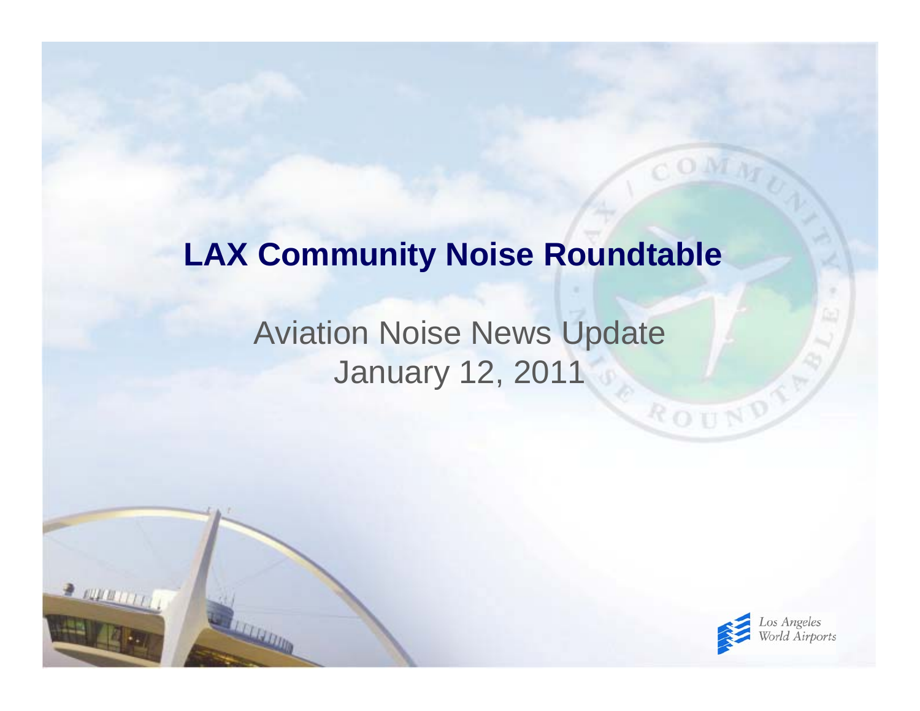# LAX Community Noise Roundtable

## Aviation Noise News Update
## January 12, 2011

Los Angeles World Airports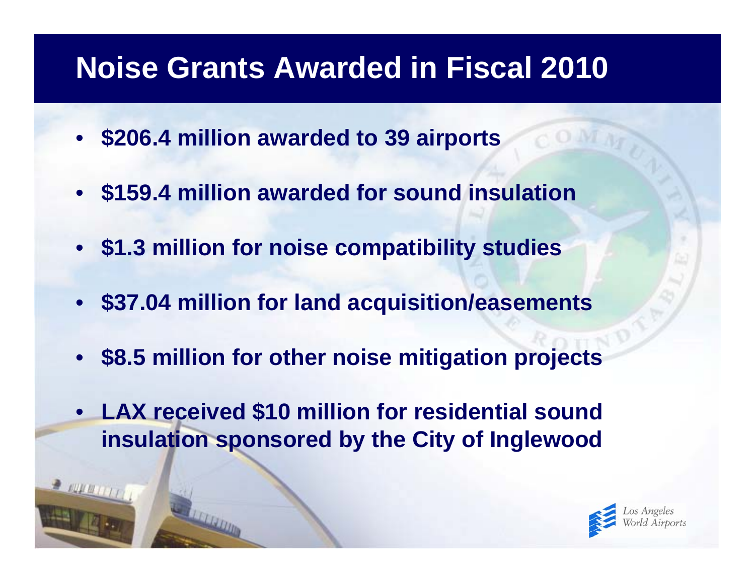# Noise Grants Awarded in Fiscal 2010

- **$206.4 million awarded to 39 airports**
- **$159.4 million awarded for sound insulation**
- **$1.3 million for noise compatibility studies**
- **$37.04 million for land acquisition/easements**
- **$8.5 million for other noise mitigation projects**
- **LAX received $10 million for residential sound insulation sponsored by the City of Inglewood**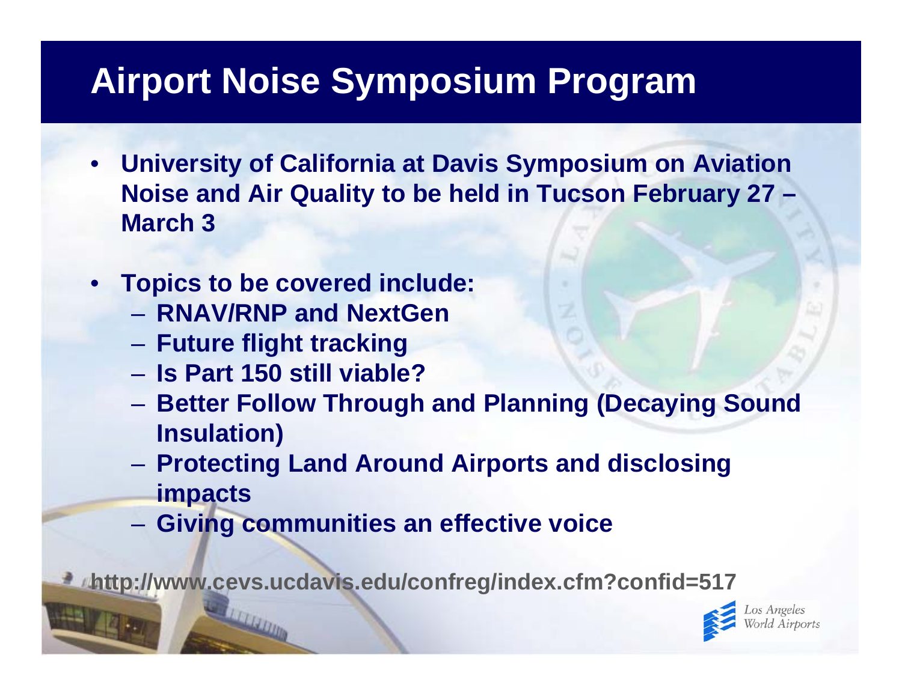# Airport Noise Symposium Program

- University of California at Davis Symposium on Aviation Noise and Air Quality to be held in Tucson February 27 – March 3
- Topics to be covered include:
  - RNAV/RNP and NextGen
  - Future flight tracking
  - Is Part 150 still viable?
  - Better Follow Through and Planning (Decaying Sound Insulation)
  - Protecting Land Around Airports and disclosing impacts
  - Giving communities an effective voice

http://www.cevs.ucdavis.edu/confreg/index.cfm?confid=517

Los Angeles World Airports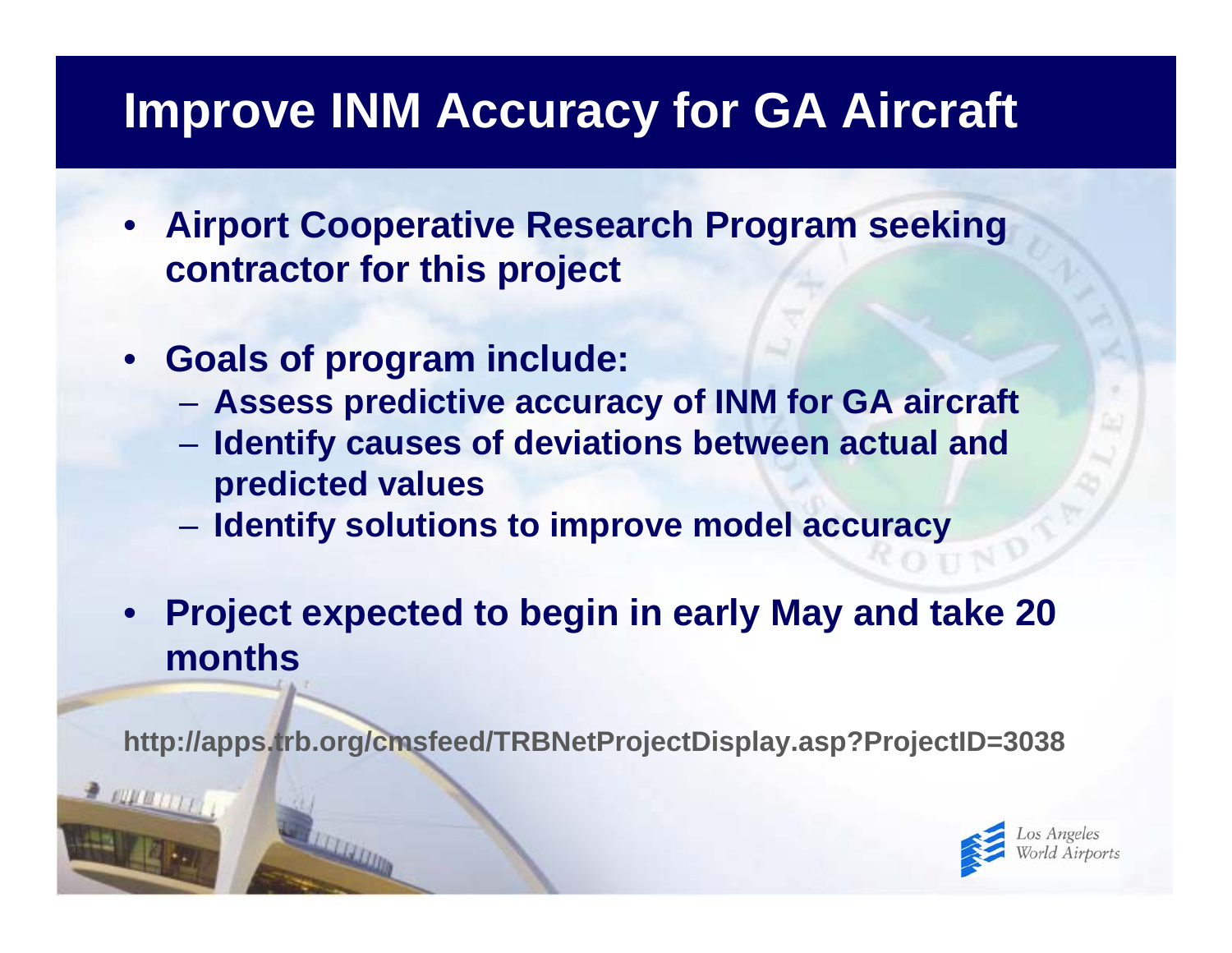# Improve INM Accuracy for GA Aircraft

- **Airport Cooperative Research Program seeking contractor for this project**
- **Goals of program include:**
  - **Assess predictive accuracy of INM for GA aircraft**
  - **Identify causes of deviations between actual and predicted values**
  - **Identify solutions to improve model accuracy**
- **Project expected to begin in early May and take 20 months**

**http://apps.trb.org/cmsfeed/TRBNetProjectDisplay.asp?ProjectID=3038**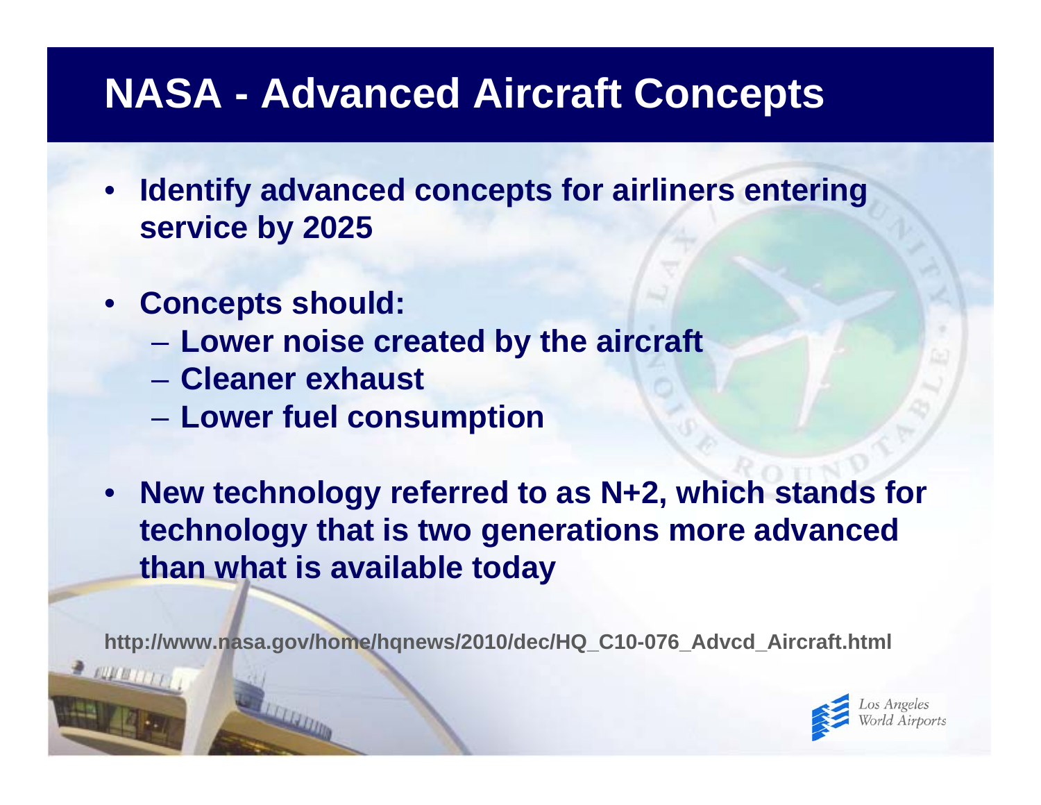# NASA - Advanced Aircraft Concepts

- Identify advanced concepts for airliners entering service by 2025
- Concepts should:
  - Lower noise created by the aircraft
  - Cleaner exhaust
  - Lower fuel consumption
- New technology referred to as N+2, which stands for technology that is two generations more advanced than what is available today

http://www.nasa.gov/home/hqnews/2010/dec/HQ_C10-076_Advcd_Aircraft.html

Los Angeles World Airports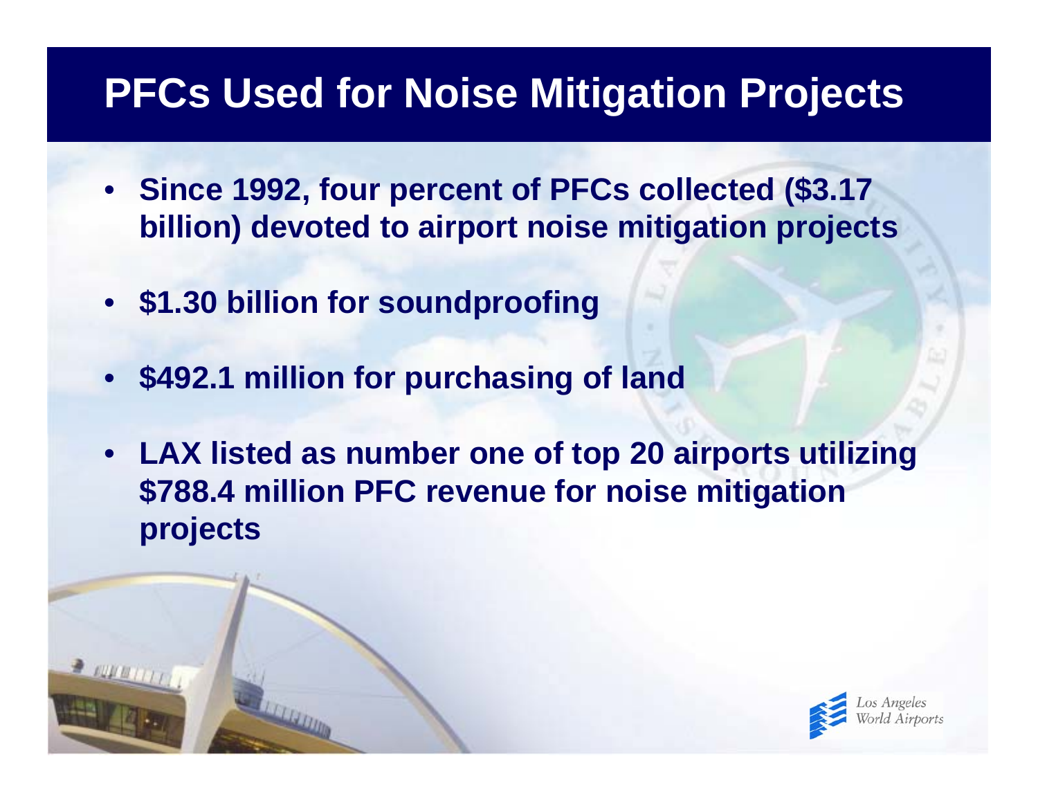# PFCs Used for Noise Mitigation Projects

- **Since 1992, four percent of PFCs collected ($3.17 billion) devoted to airport noise mitigation projects**
- **$1.30 billion for soundproofing**
- **$492.1 million for purchasing of land**
- **LAX listed as number one of top 20 airports utilizing $788.4 million PFC revenue for noise mitigation projects**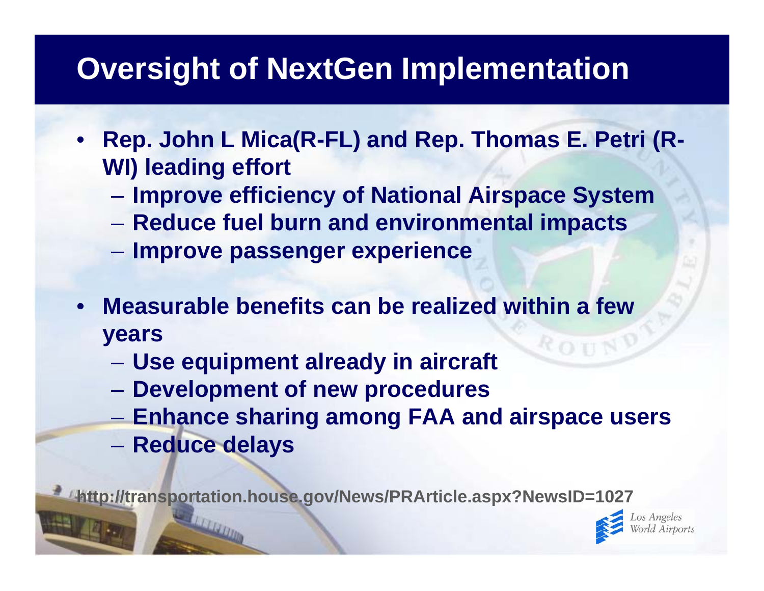# Oversight of NextGen Implementation

- **Rep. John L Mica(R-FL) and Rep. Thomas E. Petri (R-WI) leading effort**
  - **Improve efficiency of National Airspace System**
  - **Reduce fuel burn and environmental impacts**
  - **Improve passenger experience**
- **Measurable benefits can be realized within a few years**
  - **Use equipment already in aircraft**
  - **Development of new procedures**
  - **Enhance sharing among FAA and airspace users**
  - **Reduce delays**

**http://transportation.house.gov/News/PRArticle.aspx?NewsID=1027**

Los Angeles World Airports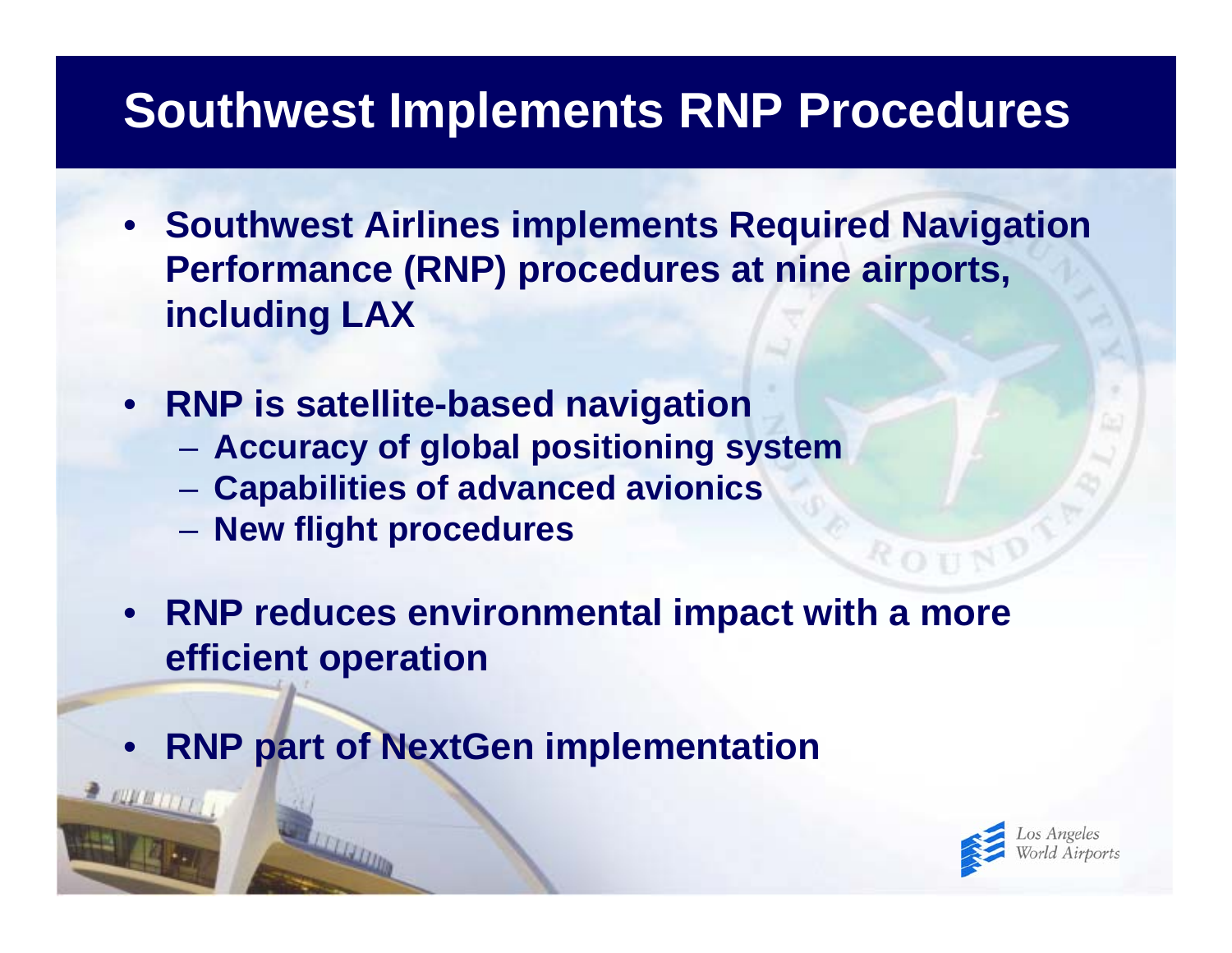# Southwest Implements RNP Procedures

- **Southwest Airlines implements Required Navigation Performance (RNP) procedures at nine airports, including LAX**
- **RNP is satellite-based navigation**
  - **Accuracy of global positioning system**
  - **Capabilities of advanced avionics**
  - **New flight procedures**
- **RNP reduces environmental impact with a more efficient operation**
- **RNP part of NextGen implementation**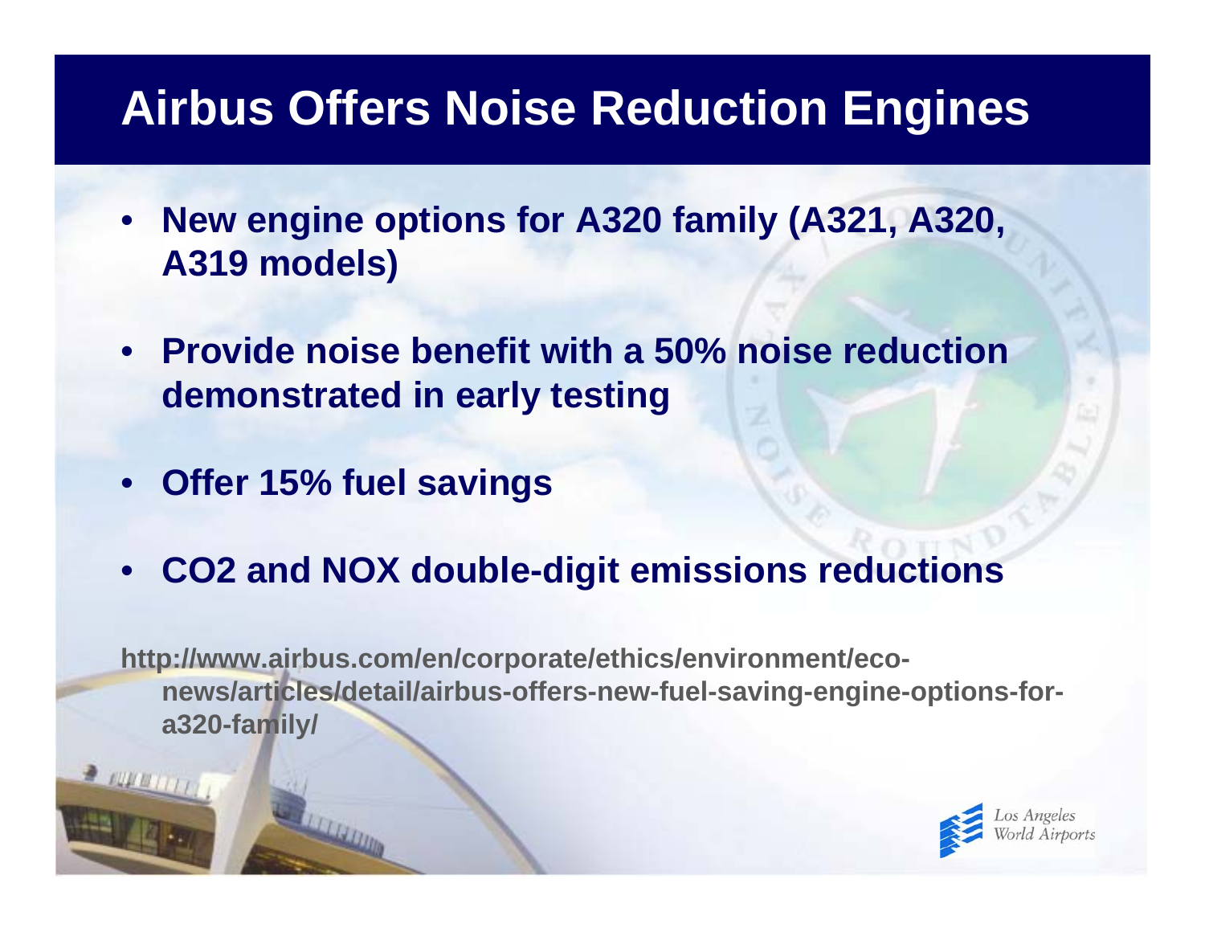# Airbus Offers Noise Reduction Engines

- **New engine options for A320 family (A321, A320, A319 models)**
- **Provide noise benefit with a 50% noise reduction demonstrated in early testing**
- **Offer 15% fuel savings**
- **$CO_2$ and NOX double-digit emissions reductions**

**http://www.airbus.com/en/corporate/ethics/environment/eco-news/articles/detail/airbus-offers-new-fuel-saving-engine-options-for-a320-family/**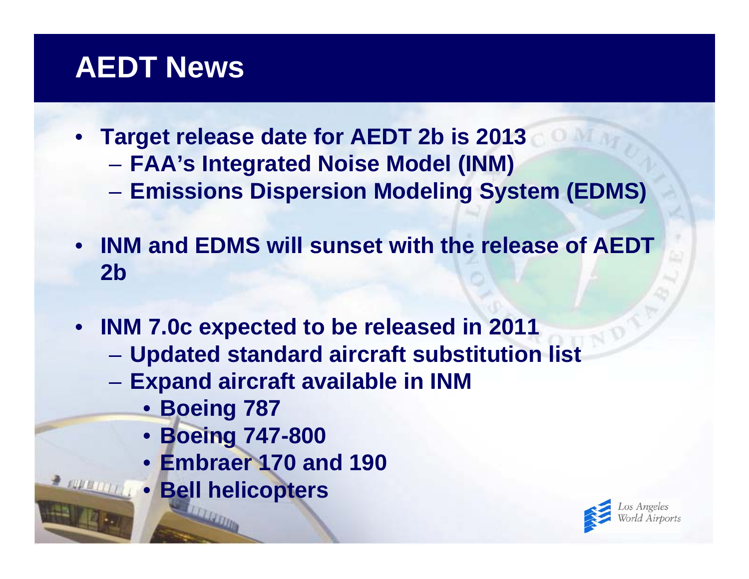# AEDT News

- Target release date for AEDT 2b is 2013
  - FAA's Integrated Noise Model (INM)
  - Emissions Dispersion Modeling System (EDMS)
- INM and EDMS will sunset with the release of AEDT 2b
- INM 7.0c expected to be released in 2011
  - Updated standard aircraft substitution list
  - Expand aircraft available in INM
    - Boeing 787
    - Boeing 747-800
    - Embraer 170 and 190
    - Bell helicopters

Los Angeles World Airports